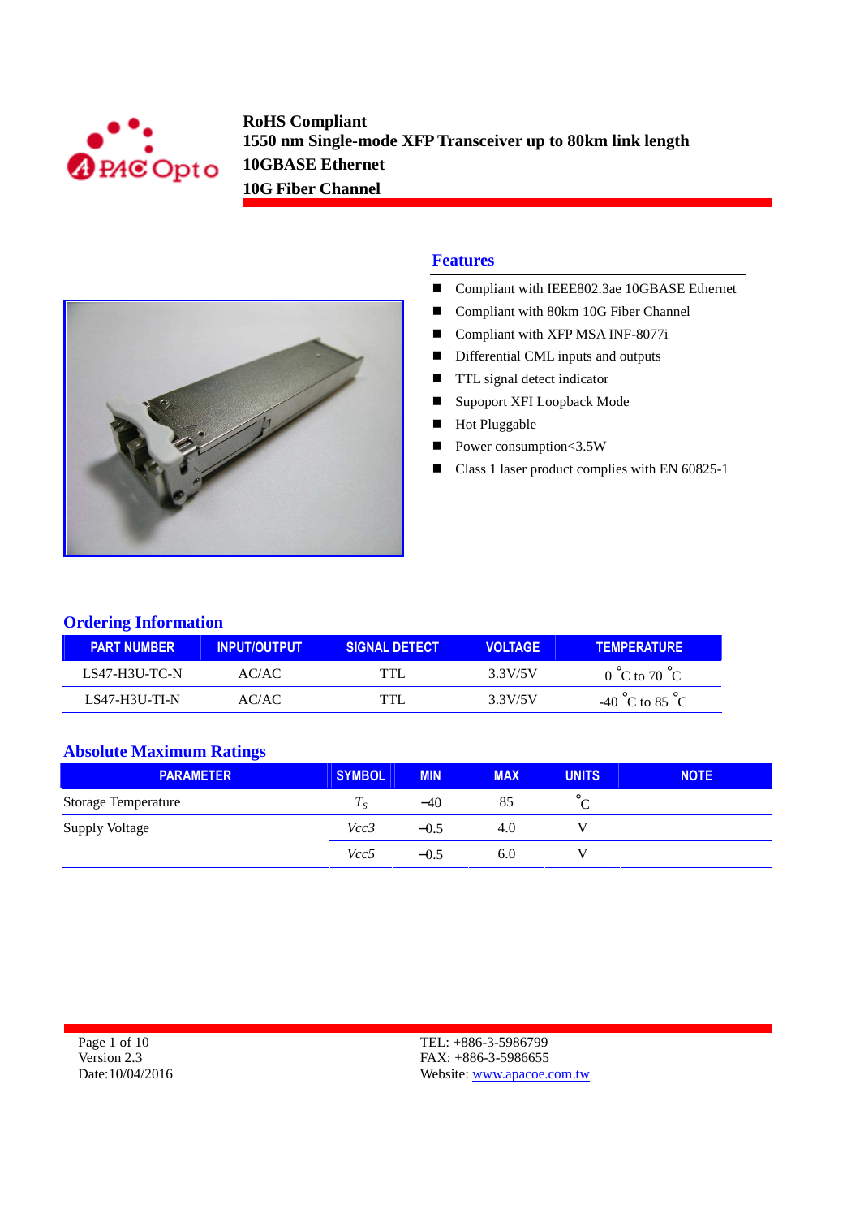# RoHS Compliant
# 1550 nm Single-mode XFP Transceiver up to 80km link length
# 10GBASE Ethernet
# 10G Fiber Channel

## Features

- Compliant with IEEE802.3ae 10GBASE Ethernet
- Compliant with 80km 10G Fiber Channel
- Compliant with XFP MSA INF-8077i
- Differential CML inputs and outputs
- TTL signal detect indicator
- Supoport XFI Loopback Mode
- Hot Pluggable
- Power consumption<3.5W
- Class 1 laser product complies with EN 60825-1

## Ordering Information

| PART NUMBER | INPUT/OUTPUT | SIGNAL DETECT | VOLTAGE | TEMPERATURE |
|---|---|---|---|---|
| LS47-H3U-TC-N | AC/AC | TTL | 3.3V/5V | 0 °C to 70 °C |
| LS47-H3U-TI-N | AC/AC | TTL | 3.3V/5V | -40 °C to 85 °C |

## Absolute Maximum Ratings

| PARAMETER | SYMBOL | MIN | MAX | UNITS | NOTE |
|---|---|---|---|---|---|
| Storage Temperature | $T_S$ | −40 | 85 | °C | |
| Supply Voltage | $Vcc3$ | −0.5 | 4.0 | V | |
| | $Vcc5$ | −0.5 | 6.0 | V | |

Version 2.3
Date:10/04/2016

TEL: +886-3-5986799
FAX: +886-3-5986655
Website: www.apacoe.com.tw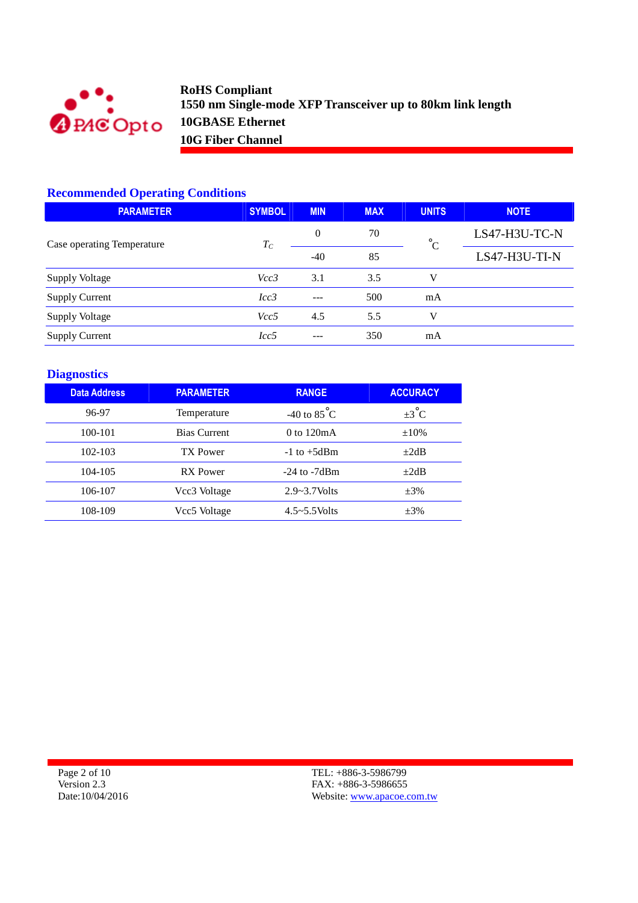**RoHS Compliant**
**1550 nm Single-mode XFP Transceiver up to 80km link length**
**10GBASE Ethernet**
**10G Fiber Channel**

## Recommended Operating Conditions

| PARAMETER | SYMBOL | MIN | MAX | UNITS | NOTE |
|---|---|---|---|---|---|
| Case operating Temperature | $T_C$ | 0 | 70 | °C | LS47-H3U-TC-N |
| | | -40 | 85 | | LS47-H3U-TI-N |
| Supply Voltage | *Vcc3* | 3.1 | 3.5 | V | |
| Supply Current | *Icc3* | --- | 500 | mA | |
| Supply Voltage | *Vcc5* | 4.5 | 5.5 | V | |
| Supply Current | *Icc5* | --- | 350 | mA | |

## Diagnostics

| Data Address | PARAMETER | RANGE | ACCURACY |
|---|---|---|---|
| 96-97 | Temperature | -40 to 85°C | ±3°C |
| 100-101 | Bias Current | 0 to 120mA | ±10% |
| 102-103 | TX Power | -1 to +5dBm | ±2dB |
| 104-105 | RX Power | -24 to -7dBm | ±2dB |
| 106-107 | Vcc3 Voltage | 2.9~3.7Volts | ±3% |
| 108-109 | Vcc5 Voltage | 4.5~5.5Volts | ±3% |

Version 2.3
Date:10/04/2016

TEL: +886-3-5986799
FAX: +886-3-5986655
Website: www.apacoe.com.tw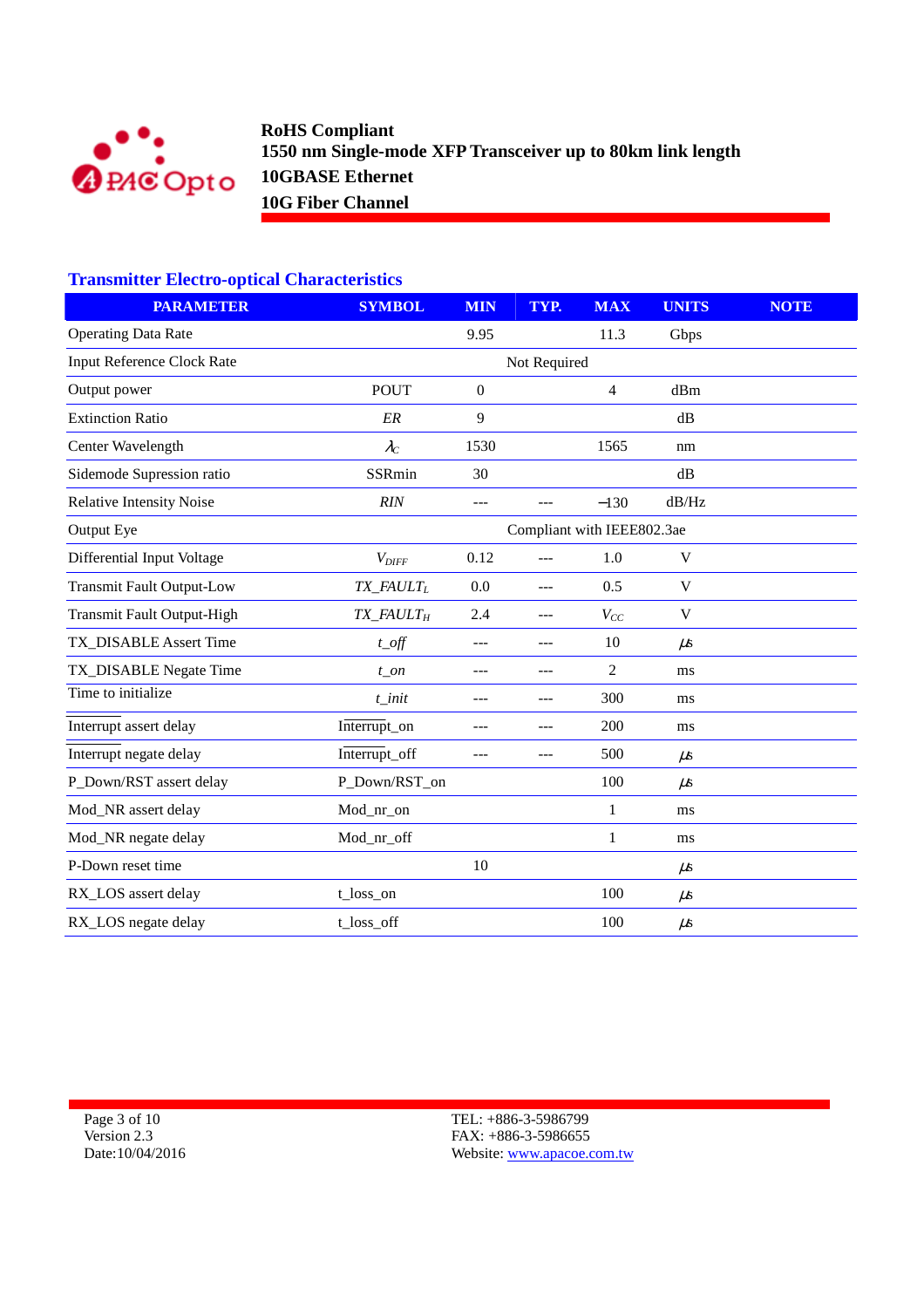**RoHS Compliant**
**1550 nm Single-mode XFP Transceiver up to 80km link length**
**10GBASE Ethernet**
**10G Fiber Channel**

## Transmitter Electro-optical Characteristics

| PARAMETER | SYMBOL | MIN | TYP. | MAX | UNITS | NOTE |
|---|---|---|---|---|---|---|
| Operating Data Rate | | 9.95 | | 11.3 | Gbps | |
| Input Reference Clock Rate | | | Not Required | | | |
| Output power | POUT | 0 | | 4 | dBm | |
| Extinction Ratio | *ER* | 9 | | | dB | |
| Center Wavelength | $\lambda_C$ | 1530 | | 1565 | nm | |
| Sidemode Supression ratio | SSRmin | 30 | | | dB | |
| Relative Intensity Noise | *RIN* | --- | --- | −130 | dB/Hz | |
| Output Eye | | | Compliant with IEEE802.3ae | | | |
| Differential Input Voltage | $V_{DIFF}$ | 0.12 | --- | 1.0 | V | |
| Transmit Fault Output-Low | $TX\_FAULT_L$ | 0.0 | --- | 0.5 | V | |
| Transmit Fault Output-High | $TX\_FAULT_H$ | 2.4 | --- | $V_{CC}$ | V | |
| TX_DISABLE Assert Time | *t_off* | --- | --- | 10 | µs | |
| TX_DISABLE Negate Time | *t_on* | --- | --- | 2 | ms | |
| Time to initialize | *t_init* | --- | --- | 300 | ms | |
| Interrupt assert delay | Interrupt_on | --- | --- | 200 | ms | |
| Interrupt negate delay | Interrupt_off | --- | --- | 500 | µs | |
| P_Down/RST assert delay | P_Down/RST_on | | | 100 | µs | |
| Mod_NR assert delay | Mod_nr_on | | | 1 | ms | |
| Mod_NR negate delay | Mod_nr_off | | | 1 | ms | |
| P-Down reset time | | 10 | | | µs | |
| RX_LOS assert delay | t_loss_on | | | 100 | µs | |
| RX_LOS negate delay | t_loss_off | | | 100 | µs | |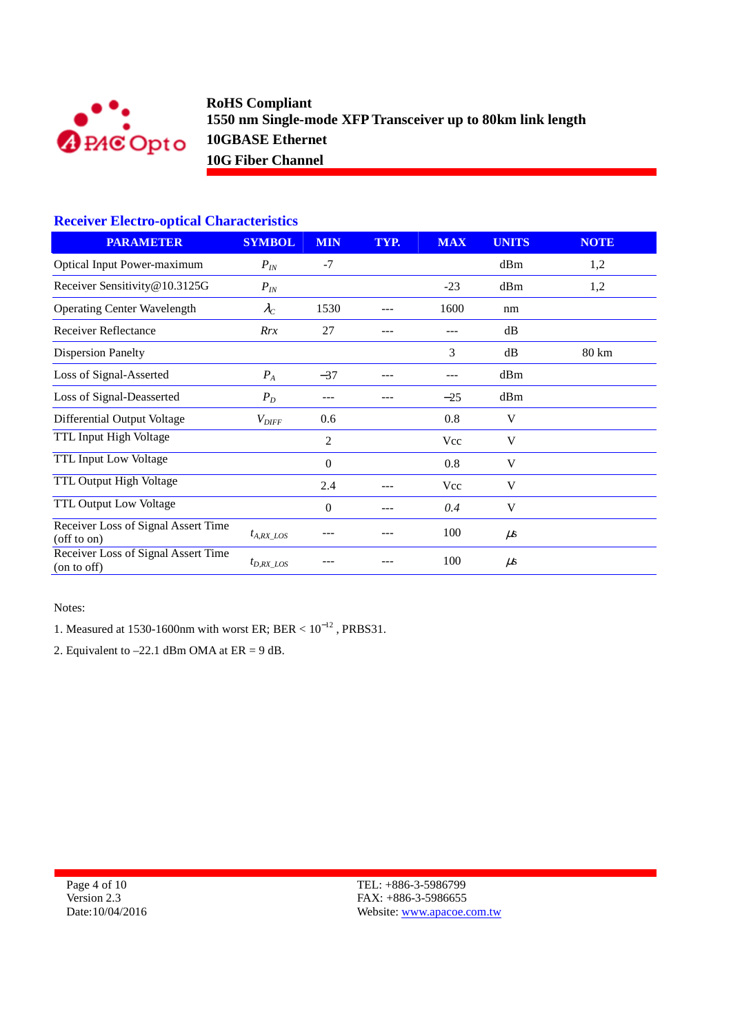## Receiver Electro-optical Characteristics

| PARAMETER | SYMBOL | MIN | TYP. | MAX | UNITS | NOTE |
|---|---|---|---|---|---|---|
| Optical Input Power-maximum | $P_{IN}$ | -7 | | | dBm | 1,2 |
| Receiver Sensitivity@10.3125G | $P_{IN}$ | | | -23 | dBm | 1,2 |
| Operating Center Wavelength | $\lambda_C$ | 1530 | --- | 1600 | nm | |
| Receiver Reflectance | *Rrx* | 27 | --- | --- | dB | |
| Dispersion Panelty | | | | 3 | dB | 80 km |
| Loss of Signal-Asserted | $P_A$ | −37 | --- | --- | dBm | |
| Loss of Signal-Deasserted | $P_D$ | --- | --- | −25 | dBm | |
| Differential Output Voltage | $V_{DIFF}$ | 0.6 | | 0.8 | V | |
| TTL Input High Voltage | | 2 | | Vcc | V | |
| TTL Input Low Voltage | | 0 | | 0.8 | V | |
| TTL Output High Voltage | | 2.4 | --- | Vcc | V | |
| TTL Output Low Voltage | | 0 | --- | 0.4 | V | |
| Receiver Loss of Signal Assert Time (off to on) | $t_{A,RX\_LOS}$ | --- | --- | 100 | µs | |
| Receiver Loss of Signal Assert Time (on to off) | $t_{D,RX\_LOS}$ | --- | --- | 100 | µs | |

Notes:

1. Measured at 1530-1600nm with worst ER; BER < $10^{-12}$ , PRBS31.

2. Equivalent to –22.1 dBm OMA at ER = 9 dB.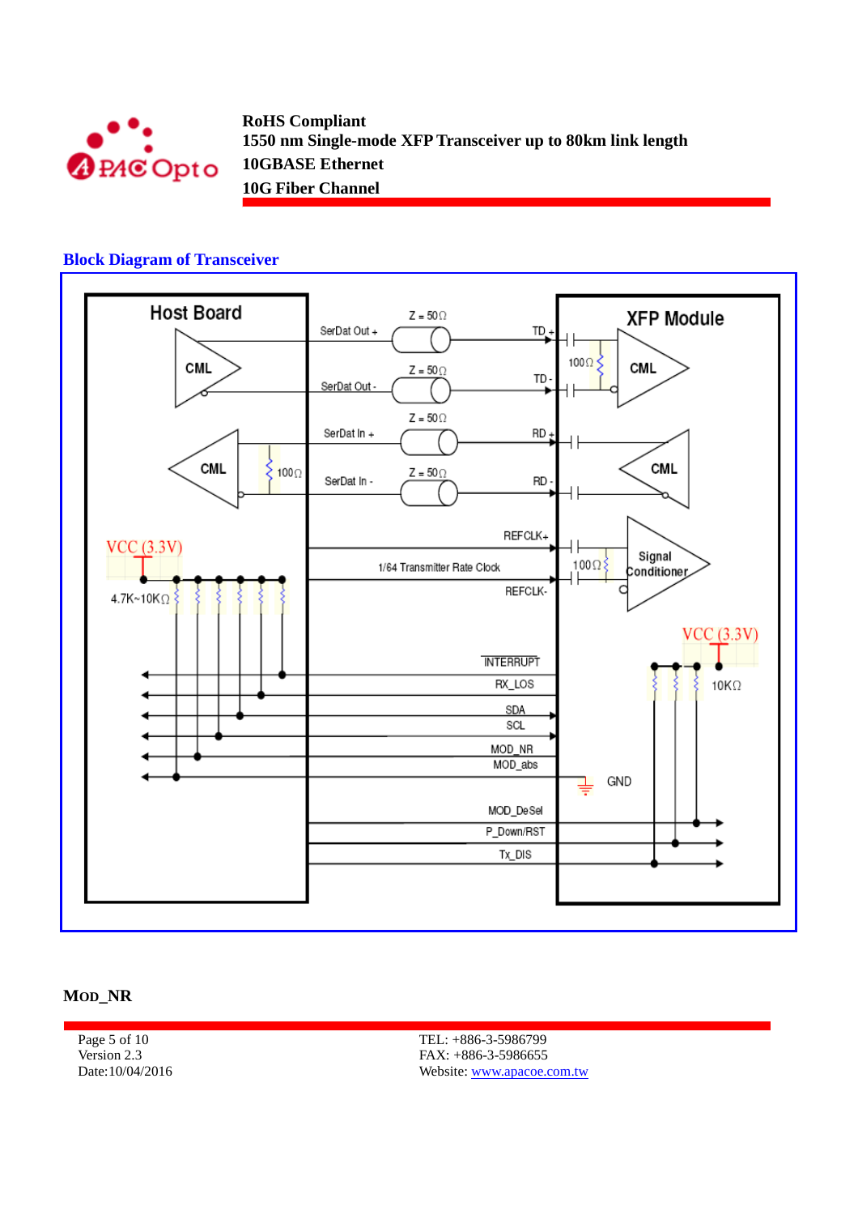## Block Diagram of Transceiver

Host Board

CML

SerDat Out +

SerDat Out -

CML

100Ω

SerDat In +

SerDat In -

Z = 50Ω

Z = 50Ω

Z = 50Ω

Z = 50Ω

TD +

TD -

RD +

RD -

XFP Module

100Ω

CML

CML

REFCLK+

1/64 Transmitter Rate Clock

REFCLK-

100Ω

Signal Conditioner

VCC (3.3V)

4.7K~10KΩ

INTERRUPT

RX_LOS

SDA

SCL

MOD_NR

MOD_abs

GND

VCC (3.3V)

10KΩ

MOD_DeSel

P_Down/RST

Tx_DIS

**MOD_NR**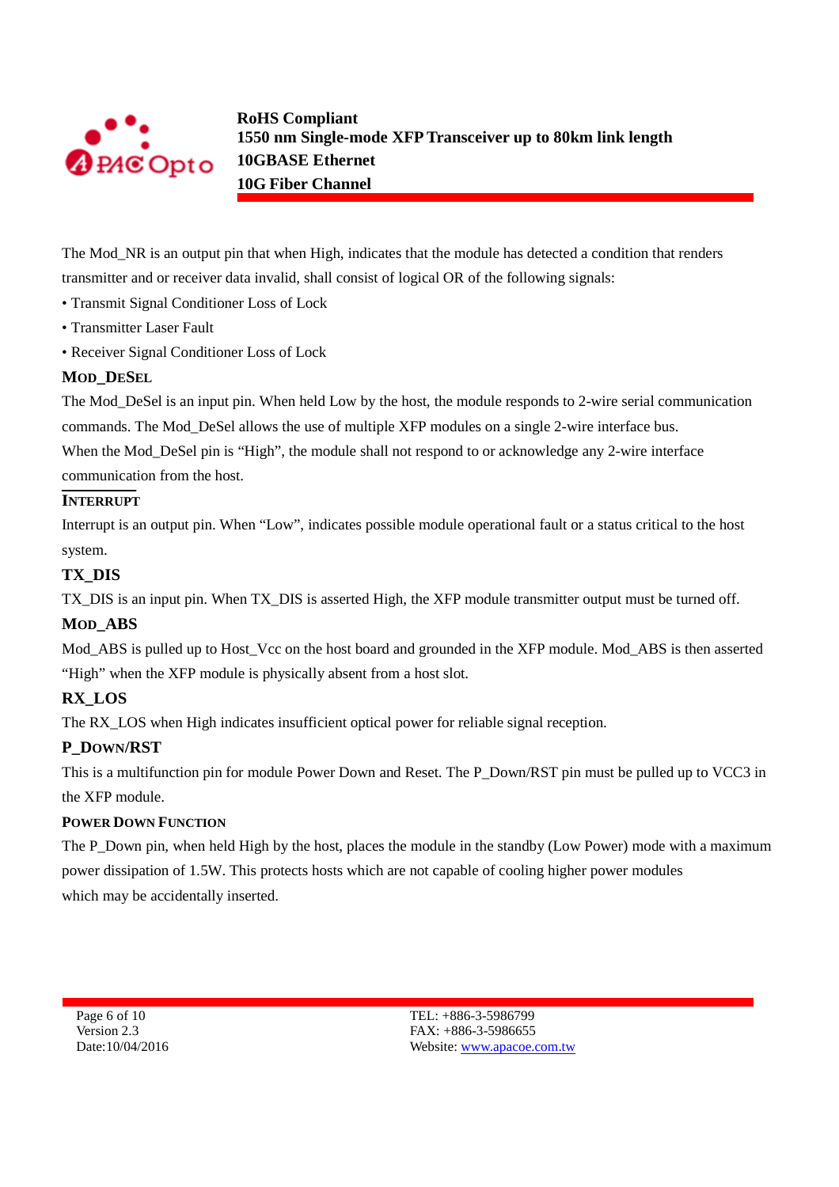The Mod_NR is an output pin that when High, indicates that the module has detected a condition that renders transmitter and or receiver data invalid, shall consist of logical OR of the following signals:

- Transmit Signal Conditioner Loss of Lock
- Transmitter Laser Fault
- Receiver Signal Conditioner Loss of Lock

### MOD_DESEL

The Mod_DeSel is an input pin. When held Low by the host, the module responds to 2-wire serial communication commands. The Mod_DeSel allows the use of multiple XFP modules on a single 2-wire interface bus. When the Mod_DeSel pin is "High", the module shall not respond to or acknowledge any 2-wire interface communication from the host.

### INTERRUPT

Interrupt is an output pin. When "Low", indicates possible module operational fault or a status critical to the host system.

### TX_DIS

TX_DIS is an input pin. When TX_DIS is asserted High, the XFP module transmitter output must be turned off.

### MOD_ABS

Mod_ABS is pulled up to Host_Vcc on the host board and grounded in the XFP module. Mod_ABS is then asserted "High" when the XFP module is physically absent from a host slot.

### RX_LOS

The RX_LOS when High indicates insufficient optical power for reliable signal reception.

### P_DOWN/RST

This is a multifunction pin for module Power Down and Reset. The P_Down/RST pin must be pulled up to VCC3 in the XFP module.

#### POWER DOWN FUNCTION

The P_Down pin, when held High by the host, places the module in the standby (Low Power) mode with a maximum power dissipation of 1.5W. This protects hosts which are not capable of cooling higher power modules which may be accidentally inserted.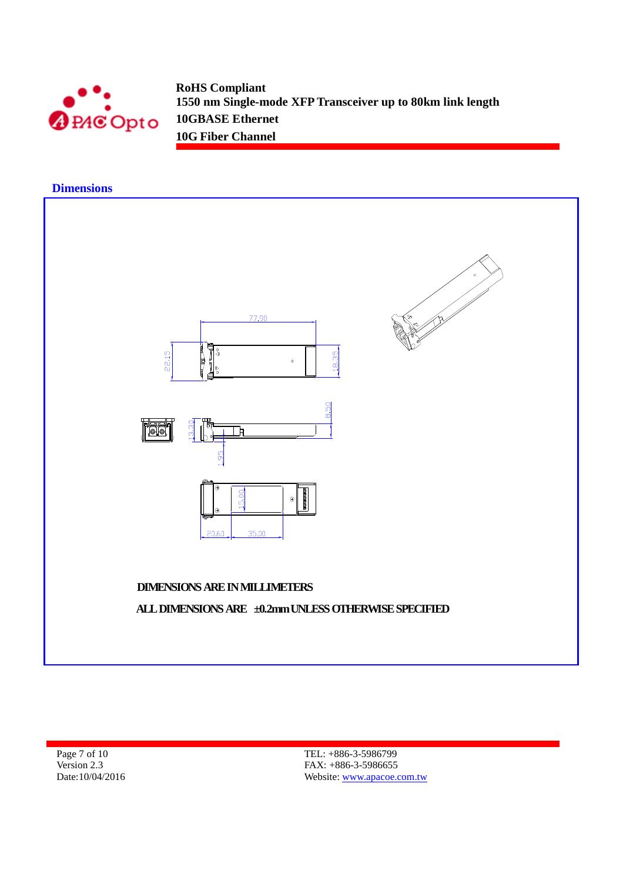## Dimensions

DIMENSIONS ARE IN MILLIMETERS

ALL DIMENSIONS ARE ±0.2mm UNLESS OTHERWISE SPECIFIED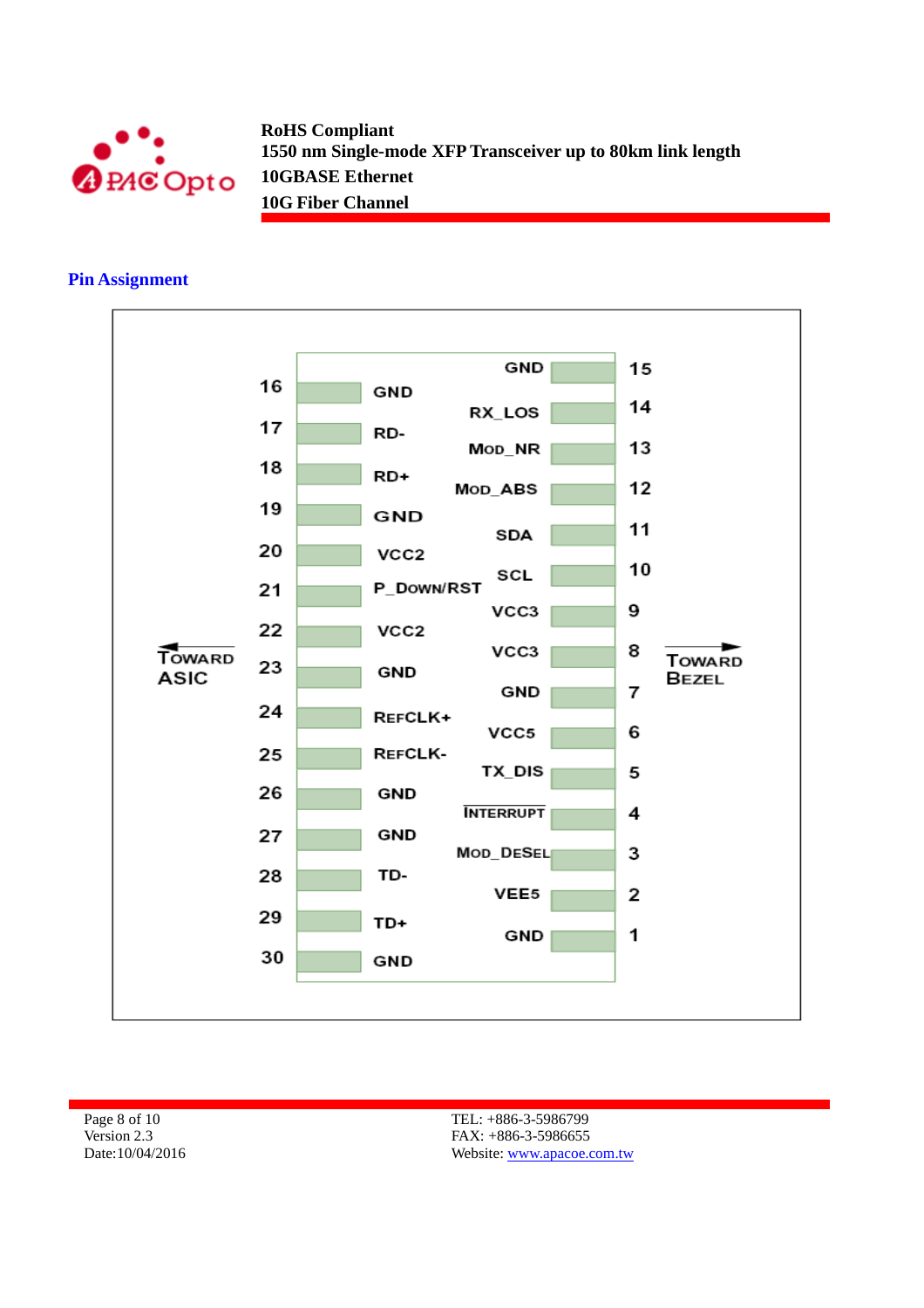## Pin Assignment

| Pin | Name | Pin | Name |
|---|---|---|---|
| 16 | GND | 15 | GND |
| 17 | RD- | 14 | RX_LOS |
| 18 | RD+ | 13 | MOD_NR |
| 19 | GND | 12 | MOD_ABS |
| 20 | VCC2 | 11 | SDA |
| 21 | P_DOWN/RST | 10 | SCL |
| 22 | VCC2 | 9 | VCC3 |
| 23 | GND | 8 | VCC3 |
| 24 | REFCLK+ | 7 | GND |
| 25 | REFCLK- | 6 | VCC5 |
| 26 | GND | 5 | TX_DIS |
| 27 | GND | 4 | INTERRUPT |
| 28 | TD- | 3 | MOD_DESEL |
| 29 | TD+ | 2 | VEE5 |
| 30 | GND | 1 | GND |

← TOWARD ASIC  TOWARD BEZEL →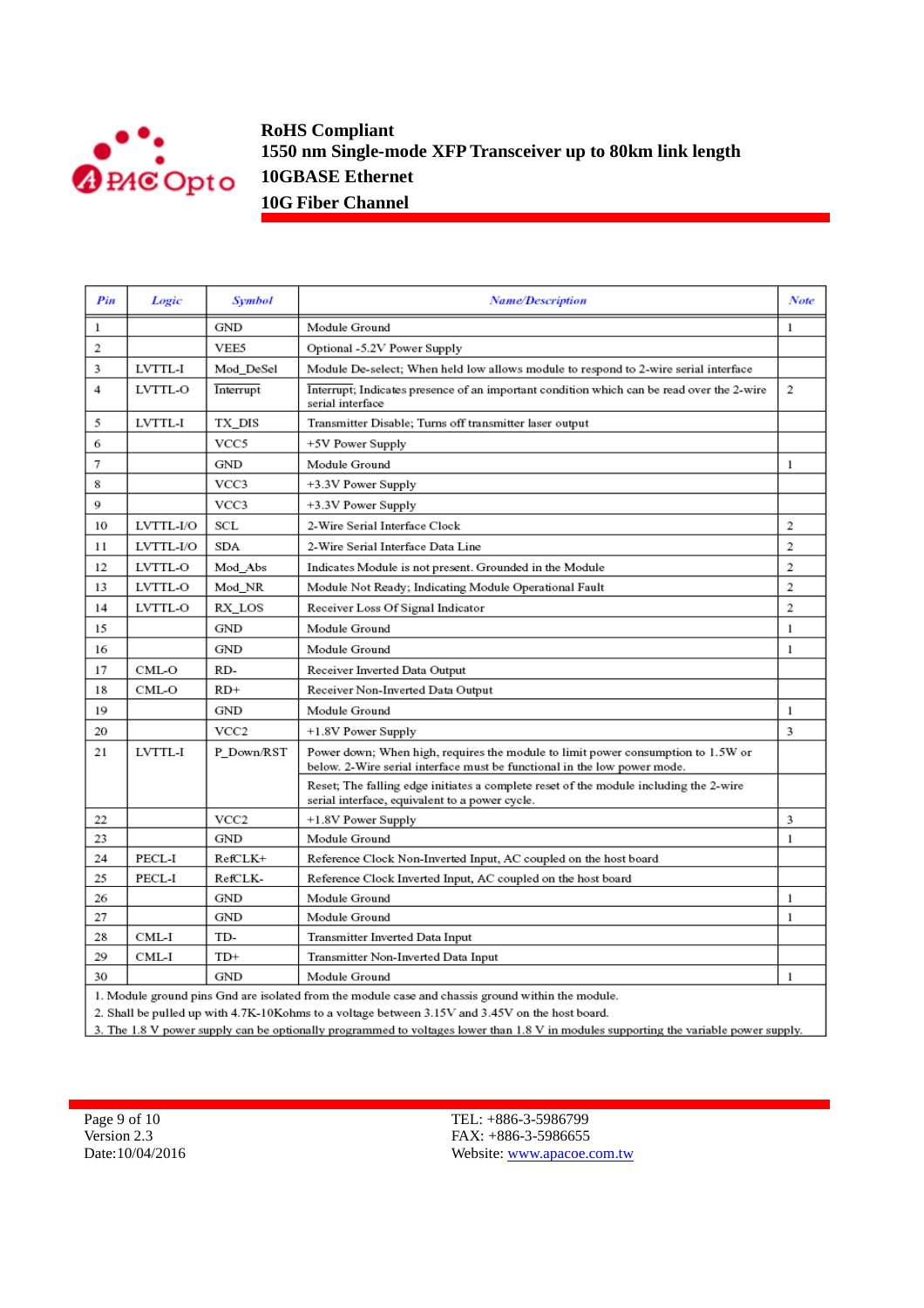| Pin | Logic | Symbol | Name/Description | Note |
|---|---|---|---|---|
| 1 | | GND | Module Ground | 1 |
| 2 | | VEE5 | Optional -5.2V Power Supply | |
| 3 | LVTTL-I | Mod_DeSel | Module De-select; When held low allows module to respond to 2-wire serial interface | |
| 4 | LVTTL-O | Interrupt | Interrupt; Indicates presence of an important condition which can be read over the 2-wire serial interface | 2 |
| 5 | LVTTL-I | TX_DIS | Transmitter Disable; Turns off transmitter laser output | |
| 6 | | VCC5 | +5V Power Supply | |
| 7 | | GND | Module Ground | 1 |
| 8 | | VCC3 | +3.3V Power Supply | |
| 9 | | VCC3 | +3.3V Power Supply | |
| 10 | LVTTL-I/O | SCL | 2-Wire Serial Interface Clock | 2 |
| 11 | LVTTL-I/O | SDA | 2-Wire Serial Interface Data Line | 2 |
| 12 | LVTTL-O | Mod_Abs | Indicates Module is not present. Grounded in the Module | 2 |
| 13 | LVTTL-O | Mod_NR | Module Not Ready; Indicating Module Operational Fault | 2 |
| 14 | LVTTL-O | RX_LOS | Receiver Loss Of Signal Indicator | 2 |
| 15 | | GND | Module Ground | 1 |
| 16 | | GND | Module Ground | 1 |
| 17 | CML-O | RD- | Receiver Inverted Data Output | |
| 18 | CML-O | RD+ | Receiver Non-Inverted Data Output | |
| 19 | | GND | Module Ground | 1 |
| 20 | | VCC2 | +1.8V Power Supply | 3 |
| 21 | LVTTL-I | P_Down/RST | Power down; When high, requires the module to limit power consumption to 1.5W or below. 2-Wire serial interface must be functional in the low power mode. | |
| | | | Reset; The falling edge initiates a complete reset of the module including the 2-wire serial interface, equivalent to a power cycle. | |
| 22 | | VCC2 | +1.8V Power Supply | 3 |
| 23 | | GND | Module Ground | 1 |
| 24 | PECL-I | RefCLK+ | Reference Clock Non-Inverted Input, AC coupled on the host board | |
| 25 | PECL-I | RefCLK- | Reference Clock Inverted Input, AC coupled on the host board | |
| 26 | | GND | Module Ground | 1 |
| 27 | | GND | Module Ground | 1 |
| 28 | CML-I | TD- | Transmitter Inverted Data Input | |
| 29 | CML-I | TD+ | Transmitter Non-Inverted Data Input | |
| 30 | | GND | Module Ground | 1 |

1. Module ground pins Gnd are isolated from the module case and chassis ground within the module.
2. Shall be pulled up with 4.7K-10Kohms to a voltage between 3.15V and 3.45V on the host board.
3. The 1.8 V power supply can be optionally programmed to voltages lower than 1.8 V in modules supporting the variable power supply.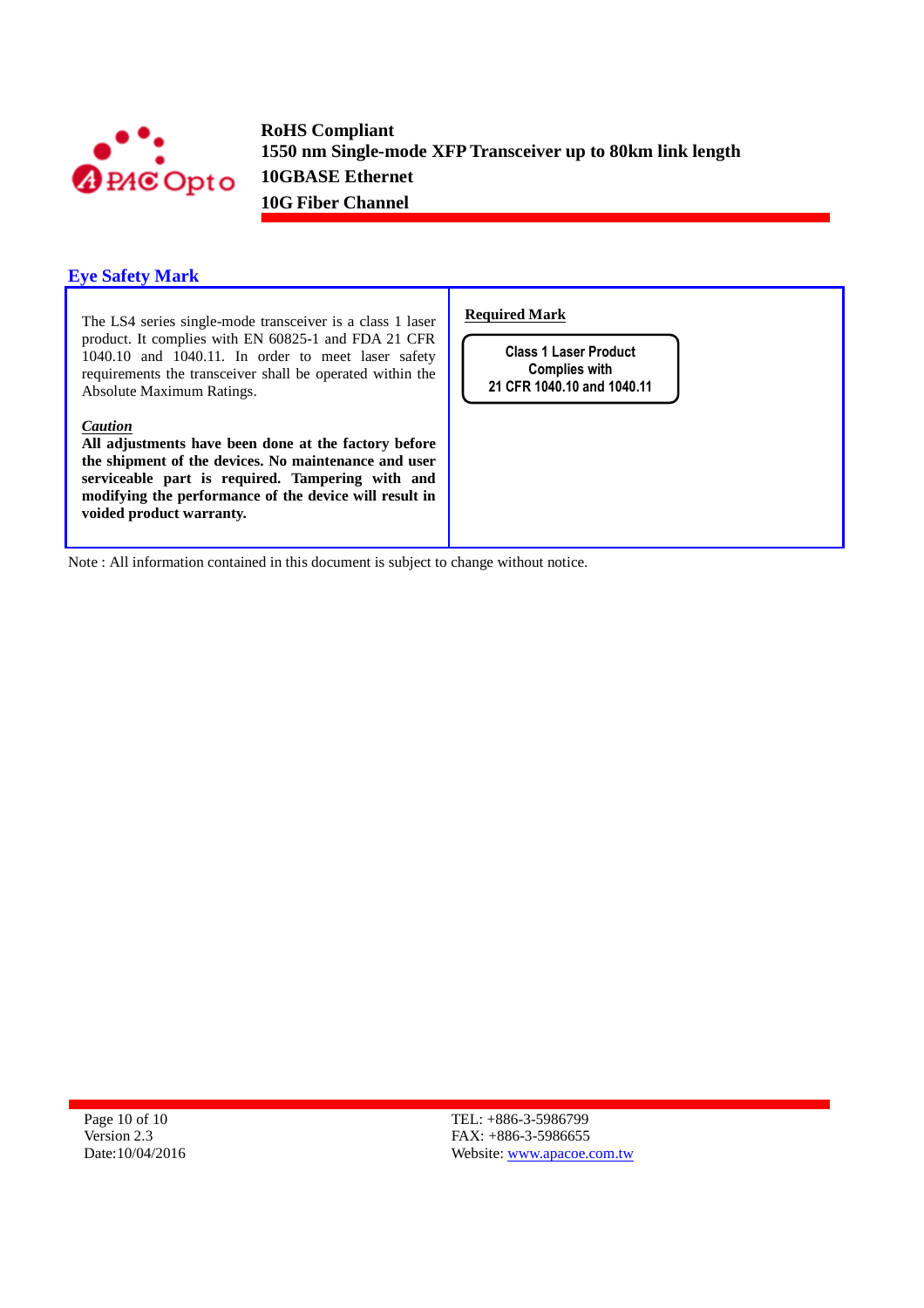## Eye Safety Mark

| | |
|---|---|
| The LS4 series single-mode transceiver is a class 1 laser product. It complies with EN 60825-1 and FDA 21 CFR 1040.10 and 1040.11. In order to meet laser safety requirements the transceiver shall be operated within the Absolute Maximum Ratings.<br><br>***Caution***<br>**All adjustments have been done at the factory before the shipment of the devices. No maintenance and user serviceable part is required. Tampering with and modifying the performance of the device will result in voided product warranty.** | **Required Mark**<br><br>**Class 1 Laser Product**<br>**Complies with**<br>**21 CFR 1040.10 and 1040.11** |

Note : All information contained in this document is subject to change without notice.

Version 2.3
Date:10/04/2016

TEL: +886-3-5986799
FAX: +886-3-5986655
Website: www.apacoe.com.tw